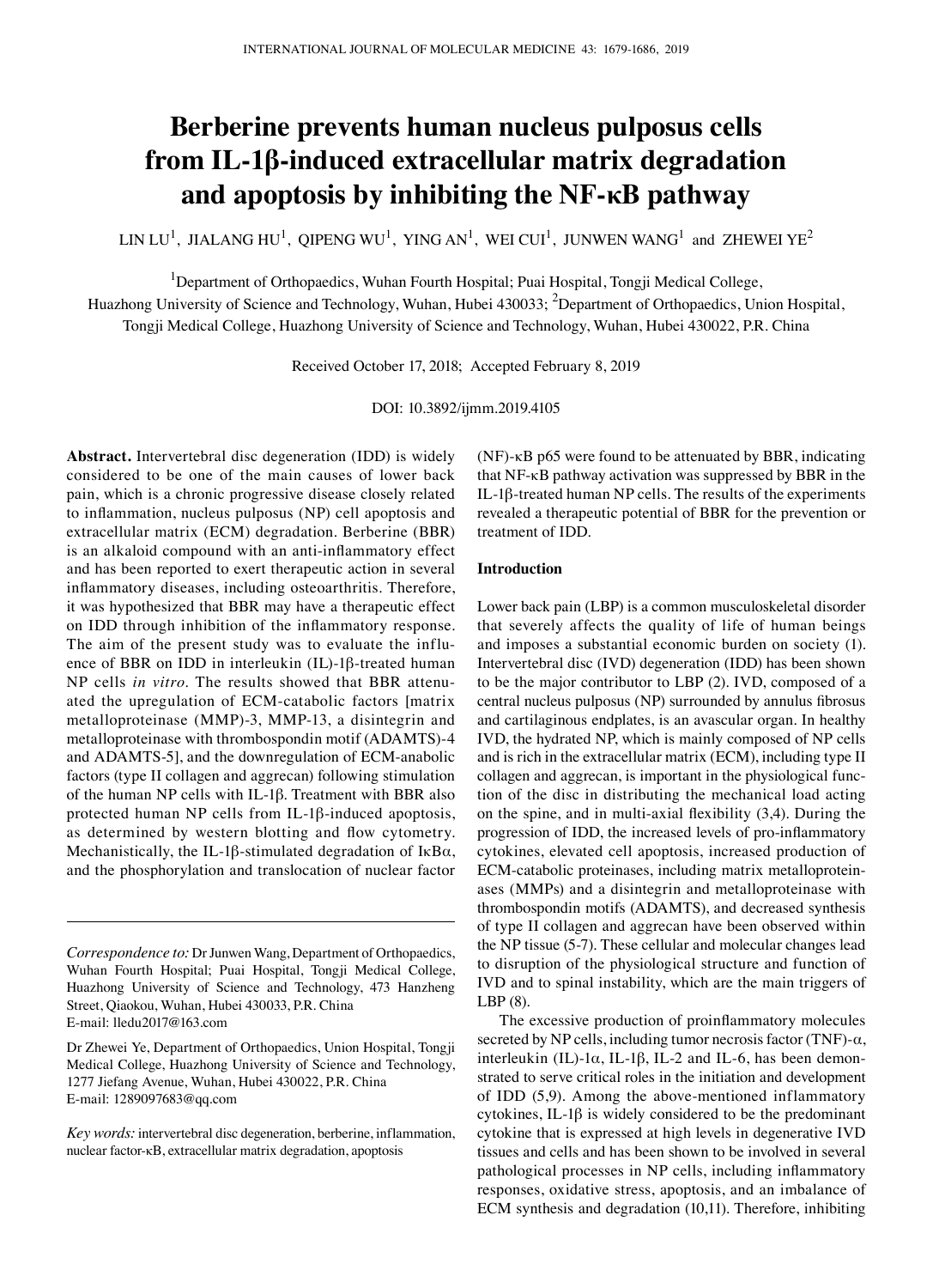# Berberine prevents human nucleus pulposus cells from IL-1β-induced extracellular matrix degradation and apoptosis by inhibiting the NF-κB pathway

LIN LU[1], JIALANG HU[1], QIPENG WU[1], YING AN[1], WEI CUI[1], JUNWEN WANG[1] and ZHEWEI YE[2]

[1]Department of Orthopaedics, Wuhan Fourth Hospital; Puai Hospital, Tongji Medical College, Huazhong University of Science and Technology, Wuhan, Hubei 430033; [2]Department of Orthopaedics, Union Hospital, Tongji Medical College, Huazhong University of Science and Technology, Wuhan, Hubei 430022, P.R. China

Received October 17, 2018; Accepted February 8, 2019

DOI: 10.3892/ijmm.2019.4105

**Abstract.** Intervertebral disc degeneration (IDD) is widely considered to be one of the main causes of lower back pain, which is a chronic progressive disease closely related to inflammation, nucleus pulposus (NP) cell apoptosis and extracellular matrix (ECM) degradation. Berberine (BBR) is an alkaloid compound with an anti-inflammatory effect and has been reported to exert therapeutic action in several inflammatory diseases, including osteoarthritis. Therefore, it was hypothesized that BBR may have a therapeutic effect on IDD through inhibition of the inflammatory response. The aim of the present study was to evaluate the influence of BBR on IDD in interleukin (IL)-1β-treated human NP cells *in vitro*. The results showed that BBR attenuated the upregulation of ECM-catabolic factors [matrix metalloproteinase (MMP)-3, MMP-13, a disintegrin and metalloproteinase with thrombospondin motif (ADAMTS)-4 and ADAMTS-5], and the downregulation of ECM-anabolic factors (type II collagen and aggrecan) following stimulation of the human NP cells with IL-1β. Treatment with BBR also protected human NP cells from IL-1β-induced apoptosis, as determined by western blotting and flow cytometry. Mechanistically, the IL-1β-stimulated degradation of IκBα, and the phosphorylation and translocation of nuclear factor (NF)-κB p65 were found to be attenuated by BBR, indicating that NF-κB pathway activation was suppressed by BBR in the IL-1β-treated human NP cells. The results of the experiments revealed a therapeutic potential of BBR for the prevention or treatment of IDD.

*Correspondence to:* Dr Junwen Wang, Department of Orthopaedics, Wuhan Fourth Hospital; Puai Hospital, Tongji Medical College, Huazhong University of Science and Technology, 473 Hanzheng Street, Qiaokou, Wuhan, Hubei 430033, P.R. China
E-mail: lledu2017@163.com

Dr Zhewei Ye, Department of Orthopaedics, Union Hospital, Tongji Medical College, Huazhong University of Science and Technology, 1277 Jiefang Avenue, Wuhan, Hubei 430022, P.R. China
E-mail: 1289097683@qq.com

*Key words:* intervertebral disc degeneration, berberine, inflammation, nuclear factor-κB, extracellular matrix degradation, apoptosis

## Introduction

Lower back pain (LBP) is a common musculoskeletal disorder that severely affects the quality of life of human beings and imposes a substantial economic burden on society (1). Intervertebral disc (IVD) degeneration (IDD) has been shown to be the major contributor to LBP (2). IVD, composed of a central nucleus pulposus (NP) surrounded by annulus fibrosus and cartilaginous endplates, is an avascular organ. In healthy IVD, the hydrated NP, which is mainly composed of NP cells and is rich in the extracellular matrix (ECM), including type II collagen and aggrecan, is important in the physiological function of the disc in distributing the mechanical load acting on the spine, and in multi-axial flexibility (3,4). During the progression of IDD, the increased levels of pro-inflammatory cytokines, elevated cell apoptosis, increased production of ECM-catabolic proteinases, including matrix metalloproteinases (MMPs) and a disintegrin and metalloproteinase with thrombospondin motifs (ADAMTS), and decreased synthesis of type II collagen and aggrecan have been observed within the NP tissue (5-7). These cellular and molecular changes lead to disruption of the physiological structure and function of IVD and to spinal instability, which are the main triggers of LBP (8).

The excessive production of proinflammatory molecules secreted by NP cells, including tumor necrosis factor (TNF)-α, interleukin (IL)-1α, IL-1β, IL-2 and IL-6, has been demonstrated to serve critical roles in the initiation and development of IDD (5,9). Among the above-mentioned inflammatory cytokines, IL-1β is widely considered to be the predominant cytokine that is expressed at high levels in degenerative IVD tissues and cells and has been shown to be involved in several pathological processes in NP cells, including inflammatory responses, oxidative stress, apoptosis, and an imbalance of ECM synthesis and degradation (10,11). Therefore, inhibiting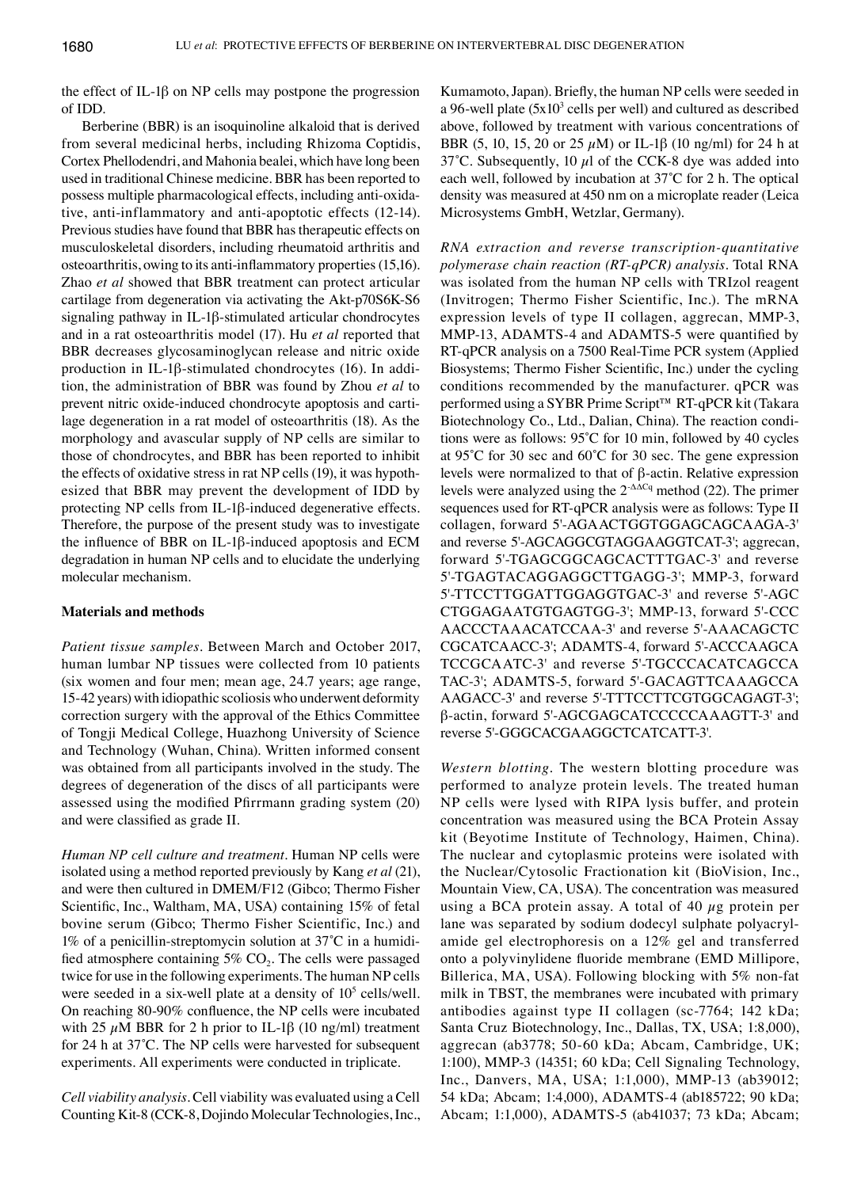the effect of IL-1β on NP cells may postpone the progression of IDD.

Berberine (BBR) is an isoquinoline alkaloid that is derived from several medicinal herbs, including Rhizoma Coptidis, Cortex Phellodendri, and Mahonia bealei, which have long been used in traditional Chinese medicine. BBR has been reported to possess multiple pharmacological effects, including anti-oxidative, anti-inflammatory and anti-apoptotic effects (12-14). Previous studies have found that BBR has therapeutic effects on musculoskeletal disorders, including rheumatoid arthritis and osteoarthritis, owing to its anti-inflammatory properties (15,16). Zhao *et al* showed that BBR treatment can protect articular cartilage from degeneration via activating the Akt-p70S6K-S6 signaling pathway in IL-1β-stimulated articular chondrocytes and in a rat osteoarthritis model (17). Hu *et al* reported that BBR decreases glycosaminoglycan release and nitric oxide production in IL-1β-stimulated chondrocytes (16). In addition, the administration of BBR was found by Zhou *et al* to prevent nitric oxide-induced chondrocyte apoptosis and cartilage degeneration in a rat model of osteoarthritis (18). As the morphology and avascular supply of NP cells are similar to those of chondrocytes, and BBR has been reported to inhibit the effects of oxidative stress in rat NP cells (19), it was hypothesized that BBR may prevent the development of IDD by protecting NP cells from IL-1β-induced degenerative effects. Therefore, the purpose of the present study was to investigate the influence of BBR on IL-1β-induced apoptosis and ECM degradation in human NP cells and to elucidate the underlying molecular mechanism.

## Materials and methods

*Patient tissue samples.* Between March and October 2017, human lumbar NP tissues were collected from 10 patients (six women and four men; mean age, 24.7 years; age range, 15-42 years) with idiopathic scoliosis who underwent deformity correction surgery with the approval of the Ethics Committee of Tongji Medical College, Huazhong University of Science and Technology (Wuhan, China). Written informed consent was obtained from all participants involved in the study. The degrees of degeneration of the discs of all participants were assessed using the modified Pfirrmann grading system (20) and were classified as grade II.

*Human NP cell culture and treatment.* Human NP cells were isolated using a method reported previously by Kang *et al* (21), and were then cultured in DMEM/F12 (Gibco; Thermo Fisher Scientific, Inc., Waltham, MA, USA) containing 15% of fetal bovine serum (Gibco; Thermo Fisher Scientific, Inc.) and 1% of a penicillin-streptomycin solution at 37˚C in a humidified atmosphere containing 5% $CO_2$. The cells were passaged twice for use in the following experiments. The human NP cells were seeded in a six-well plate at a density of $10^5$ cells/well. On reaching 80-90% confluence, the NP cells were incubated with 25 $\mu$M BBR for 2 h prior to IL-1β (10 ng/ml) treatment for 24 h at 37˚C. The NP cells were harvested for subsequent experiments. All experiments were conducted in triplicate.

*Cell viability analysis.* Cell viability was evaluated using a Cell Counting Kit-8 (CCK-8, Dojindo Molecular Technologies, Inc., Kumamoto, Japan). Briefly, the human NP cells were seeded in a 96-well plate ($5\times10^3$ cells per well) and cultured as described above, followed by treatment with various concentrations of BBR (5, 10, 15, 20 or 25 $\mu$M) or IL-1β (10 ng/ml) for 24 h at 37˚C. Subsequently, 10 $\mu$l of the CCK-8 dye was added into each well, followed by incubation at 37˚C for 2 h. The optical density was measured at 450 nm on a microplate reader (Leica Microsystems GmbH, Wetzlar, Germany).

*RNA extraction and reverse transcription-quantitative polymerase chain reaction (RT-qPCR) analysis.* Total RNA was isolated from the human NP cells with TRIzol reagent (Invitrogen; Thermo Fisher Scientific, Inc.). The mRNA expression levels of type II collagen, aggrecan, MMP-3, MMP-13, ADAMTS-4 and ADAMTS-5 were quantified by RT-qPCR analysis on a 7500 Real-Time PCR system (Applied Biosystems; Thermo Fisher Scientific, Inc.) under the cycling conditions recommended by the manufacturer. qPCR was performed using a SYBR Prime Script™ RT-qPCR kit (Takara Biotechnology Co., Ltd., Dalian, China). The reaction conditions were as follows: 95˚C for 10 min, followed by 40 cycles at 95˚C for 30 sec and 60˚C for 30 sec. The gene expression levels were normalized to that of β-actin. Relative expression levels were analyzed using the $2^{-\Delta\Delta Cq}$ method (22). The primer sequences used for RT-qPCR analysis were as follows: Type II collagen, forward 5'-AGAACTGGTGGAGCAGCAAGA-3' and reverse 5'-AGCAGGCGTAGGAAGGTCAT-3'; aggrecan, forward 5'-TGAGCGGCAGCACTTTGAC-3' and reverse 5'-TGAGTACAGGAGGCTTGAGG-3'; MMP-3, forward 5'-TTCCTTGGATTGGAGGTGAC-3' and reverse 5'-AGCCTGGAGAATGTGAGTGG-3'; MMP-13, forward 5'-CCCAACCCTAAACATCCAA-3' and reverse 5'-AAACAGCTCCGCATCAACC-3'; ADAMTS-4, forward 5'-ACCCAAGCATCCGCAATC-3' and reverse 5'-TGCCCACATCAGCCATAC-3'; ADAMTS-5, forward 5'-GACAGTTCAAAGCCAAAGACC-3' and reverse 5'-TTTCCTTCGTGGCAGAGT-3'; β-actin, forward 5'-AGCGAGCATCCCCCAAAGTT-3' and reverse 5'-GGGCACGAAGGCTCATCATT-3'.

*Western blotting.* The western blotting procedure was performed to analyze protein levels. The treated human NP cells were lysed with RIPA lysis buffer, and protein concentration was measured using the BCA Protein Assay kit (Beyotime Institute of Technology, Haimen, China). The nuclear and cytoplasmic proteins were isolated with the Nuclear/Cytosolic Fractionation kit (BioVision, Inc., Mountain View, CA, USA). The concentration was measured using a BCA protein assay. A total of 40 $\mu$g protein per lane was separated by sodium dodecyl sulphate polyacrylamide gel electrophoresis on a 12% gel and transferred onto a polyvinylidene fluoride membrane (EMD Millipore, Billerica, MA, USA). Following blocking with 5% non-fat milk in TBST, the membranes were incubated with primary antibodies against type II collagen (sc-7764; 142 kDa; Santa Cruz Biotechnology, Inc., Dallas, TX, USA; 1:8,000), aggrecan (ab3778; 50-60 kDa; Abcam, Cambridge, UK; 1:100), MMP-3 (14351; 60 kDa; Cell Signaling Technology, Inc., Danvers, MA, USA; 1:1,000), MMP-13 (ab39012; 54 kDa; Abcam; 1:4,000), ADAMTS-4 (ab185722; 90 kDa; Abcam; 1:1,000), ADAMTS-5 (ab41037; 73 kDa; Abcam;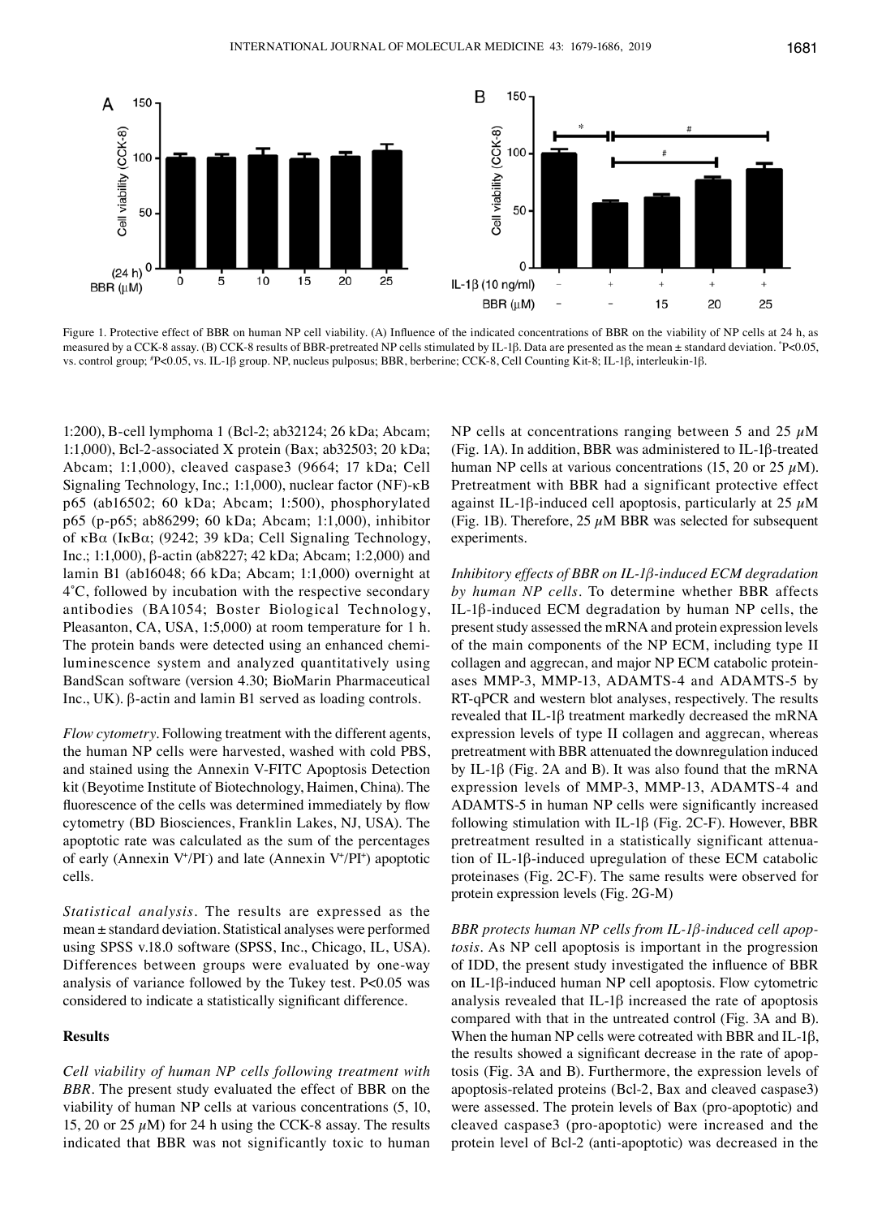Figure 1. Protective effect of BBR on human NP cell viability. (A) Influence of the indicated concentrations of BBR on the viability of NP cells at 24 h, as measured by a CCK-8 assay. (B) CCK-8 results of BBR-pretreated NP cells stimulated by IL-1β. Data are presented as the mean ± standard deviation. *P<0.05, vs. control group; #P<0.05, vs. IL-1β group. NP, nucleus pulposus; BBR, berberine; CCK-8, Cell Counting Kit-8; IL-1β, interleukin-1β.

1:200), B-cell lymphoma 1 (Bcl-2; ab32124; 26 kDa; Abcam; 1:1,000), Bcl-2-associated X protein (Bax; ab32503; 20 kDa; Abcam; 1:1,000), cleaved caspase3 (9664; 17 kDa; Cell Signaling Technology, Inc.; 1:1,000), nuclear factor (NF)-κB p65 (ab16502; 60 kDa; Abcam; 1:500), phosphorylated p65 (p-p65; ab86299; 60 kDa; Abcam; 1:1,000), inhibitor of κBα (IκBα; (9242; 39 kDa; Cell Signaling Technology, Inc.; 1:1,000), β-actin (ab8227; 42 kDa; Abcam; 1:2,000) and lamin B1 (ab16048; 66 kDa; Abcam; 1:1,000) overnight at 4˚C, followed by incubation with the respective secondary antibodies (BA1054; Boster Biological Technology, Pleasanton, CA, USA, 1:5,000) at room temperature for 1 h. The protein bands were detected using an enhanced chemiluminescence system and analyzed quantitatively using BandScan software (version 4.30; BioMarin Pharmaceutical Inc., UK). β-actin and lamin B1 served as loading controls.

*Flow cytometry*. Following treatment with the different agents, the human NP cells were harvested, washed with cold PBS, and stained using the Annexin V-FITC Apoptosis Detection kit (Beyotime Institute of Biotechnology, Haimen, China). The fluorescence of the cells was determined immediately by flow cytometry (BD Biosciences, Franklin Lakes, NJ, USA). The apoptotic rate was calculated as the sum of the percentages of early (Annexin $V^+/PI^-$) and late (Annexin $V^+/PI^+$) apoptotic cells.

*Statistical analysis*. The results are expressed as the mean ± standard deviation. Statistical analyses were performed using SPSS v.18.0 software (SPSS, Inc., Chicago, IL, USA). Differences between groups were evaluated by one-way analysis of variance followed by the Tukey test. P<0.05 was considered to indicate a statistically significant difference.

## Results

*Cell viability of human NP cells following treatment with BBR*. The present study evaluated the effect of BBR on the viability of human NP cells at various concentrations (5, 10, 15, 20 or 25 $\mu$M) for 24 h using the CCK-8 assay. The results indicated that BBR was not significantly toxic to human NP cells at concentrations ranging between 5 and 25 $\mu$M (Fig. 1A). In addition, BBR was administered to IL-1β-treated human NP cells at various concentrations (15, 20 or 25 $\mu$M). Pretreatment with BBR had a significant protective effect against IL-1β-induced cell apoptosis, particularly at 25 $\mu$M (Fig. 1B). Therefore, 25 $\mu$M BBR was selected for subsequent experiments.

*Inhibitory effects of BBR on IL-1β-induced ECM degradation by human NP cells*. To determine whether BBR affects IL-1β-induced ECM degradation by human NP cells, the present study assessed the mRNA and protein expression levels of the main components of the NP ECM, including type II collagen and aggrecan, and major NP ECM catabolic proteinases MMP-3, MMP-13, ADAMTS-4 and ADAMTS-5 by RT-qPCR and western blot analyses, respectively. The results revealed that IL-1β treatment markedly decreased the mRNA expression levels of type II collagen and aggrecan, whereas pretreatment with BBR attenuated the downregulation induced by IL-1β (Fig. 2A and B). It was also found that the mRNA expression levels of MMP-3, MMP-13, ADAMTS-4 and ADAMTS-5 in human NP cells were significantly increased following stimulation with IL-1β (Fig. 2C-F). However, BBR pretreatment resulted in a statistically significant attenuation of IL-1β-induced upregulation of these ECM catabolic proteinases (Fig. 2C-F). The same results were observed for protein expression levels (Fig. 2G-M)

*BBR protects human NP cells from IL-1β-induced cell apoptosis*. As NP cell apoptosis is important in the progression of IDD, the present study investigated the influence of BBR on IL-1β-induced human NP cell apoptosis. Flow cytometric analysis revealed that IL-1β increased the rate of apoptosis compared with that in the untreated control (Fig. 3A and B). When the human NP cells were cotreated with BBR and IL-1β, the results showed a significant decrease in the rate of apoptosis (Fig. 3A and B). Furthermore, the expression levels of apoptosis-related proteins (Bcl-2, Bax and cleaved caspase3) were assessed. The protein levels of Bax (pro-apoptotic) and cleaved caspase3 (pro-apoptotic) were increased and the protein level of Bcl-2 (anti-apoptotic) was decreased in the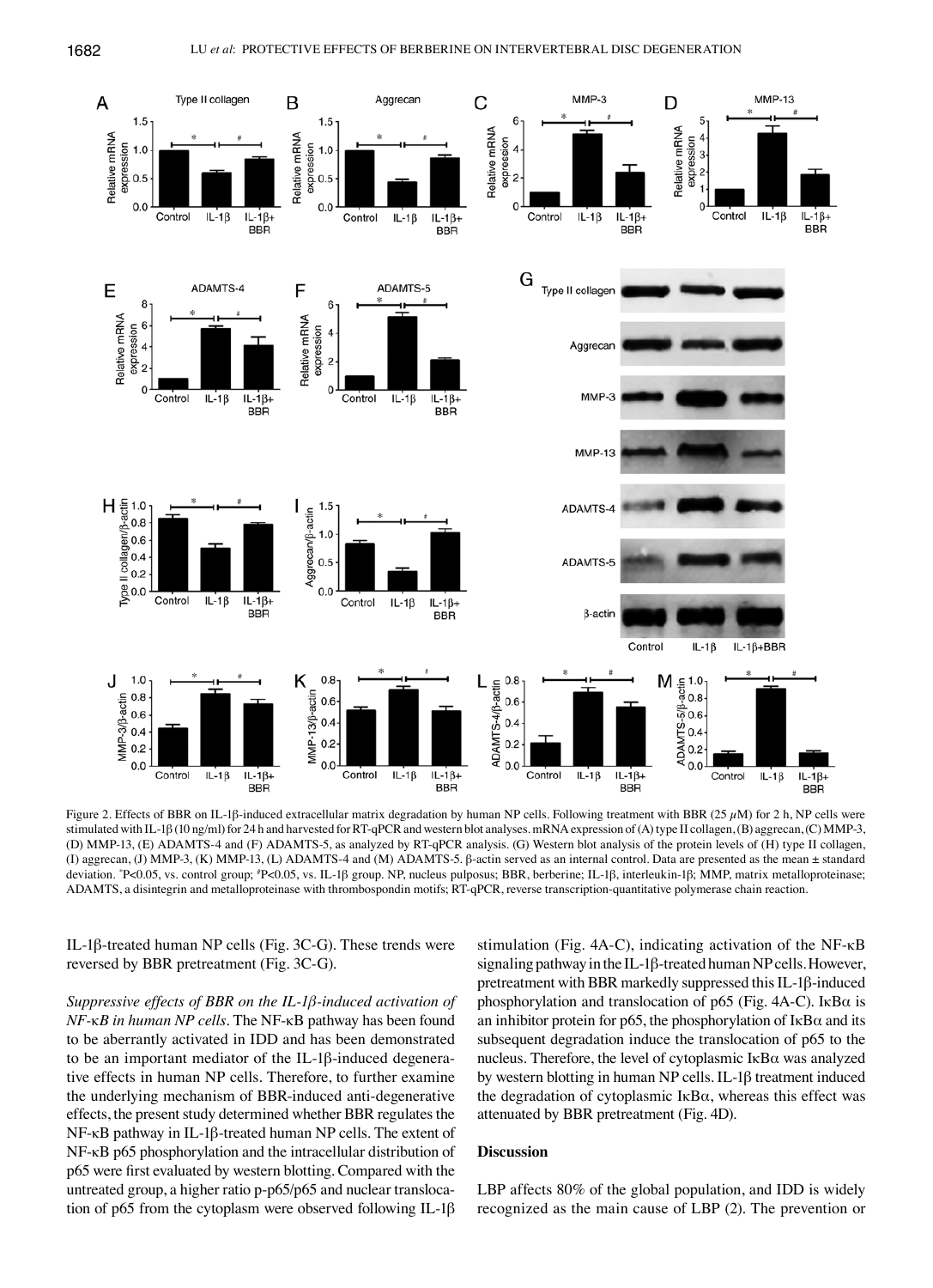Figure 2. Effects of BBR on IL-1β-induced extracellular matrix degradation by human NP cells. Following treatment with BBR (25 $\mu$M) for 2 h, NP cells were stimulated with IL-1β (10 ng/ml) for 24 h and harvested for RT-qPCR and western blot analyses. mRNA expression of (A) type II collagen, (B) aggrecan, (C) MMP-3, (D) MMP-13, (E) ADAMTS-4 and (F) ADAMTS-5, as analyzed by RT-qPCR analysis. (G) Western blot analysis of the protein levels of (H) type II collagen, (I) aggrecan, (J) MMP-3, (K) MMP-13, (L) ADAMTS-4 and (M) ADAMTS-5. β-actin served as an internal control. Data are presented as the mean ± standard deviation. *P<0.05, vs. control group; #P<0.05, vs. IL-1β group. NP, nucleus pulposus; BBR, berberine; IL-1β, interleukin-1β; MMP, matrix metalloproteinase; ADAMTS, a disintegrin and metalloproteinase with thrombospondin motifs; RT-qPCR, reverse transcription-quantitative polymerase chain reaction.

IL-1β-treated human NP cells (Fig. 3C-G). These trends were reversed by BBR pretreatment (Fig. 3C-G).

*Suppressive effects of BBR on the IL-1β-induced activation of NF-κB in human NP cells.* The NF-κB pathway has been found to be aberrantly activated in IDD and has been demonstrated to be an important mediator of the IL-1β-induced degenerative effects in human NP cells. Therefore, to further examine the underlying mechanism of BBR-induced anti-degenerative effects, the present study determined whether BBR regulates the NF-κB pathway in IL-1β-treated human NP cells. The extent of NF-κB p65 phosphorylation and the intracellular distribution of p65 were first evaluated by western blotting. Compared with the untreated group, a higher ratio p-p65/p65 and nuclear translocation of p65 from the cytoplasm were observed following IL-1β stimulation (Fig. 4A-C), indicating activation of the NF-κB signaling pathway in the IL-1β-treated human NP cells. However, pretreatment with BBR markedly suppressed this IL-1β-induced phosphorylation and translocation of p65 (Fig. 4A-C). IκBα is an inhibitor protein for p65, the phosphorylation of IκBα and its subsequent degradation induce the translocation of p65 to the nucleus. Therefore, the level of cytoplasmic IκBα was analyzed by western blotting in human NP cells. IL-1β treatment induced the degradation of cytoplasmic IκBα, whereas this effect was attenuated by BBR pretreatment (Fig. 4D).

## Discussion

LBP affects 80% of the global population, and IDD is widely recognized as the main cause of LBP (2). The prevention or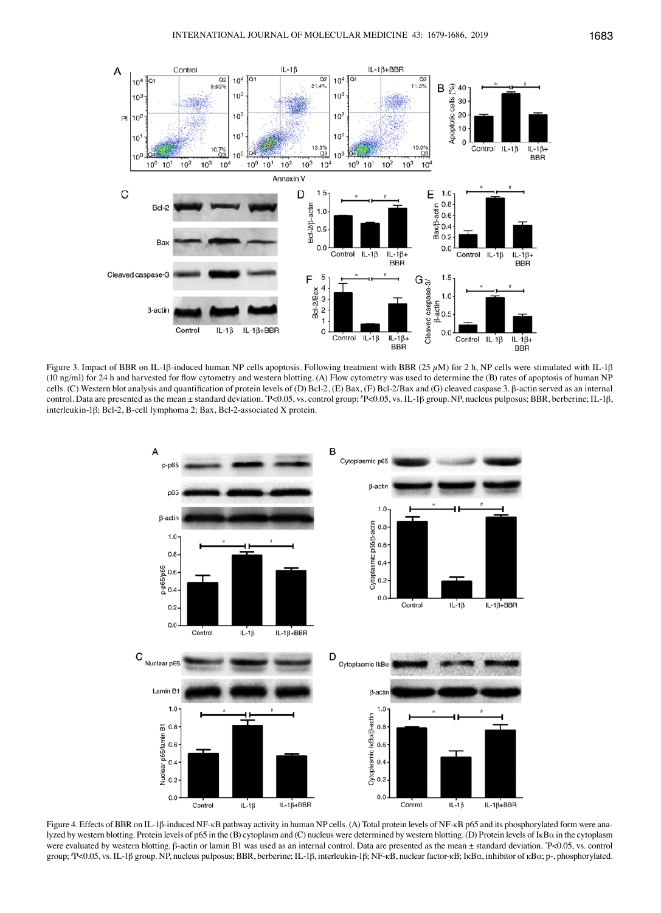Figure 3. Impact of BBR on IL-1β-induced human NP cells apoptosis. Following treatment with BBR (25 µM) for 2 h, NP cells were stimulated with IL-1β (10 ng/ml) for 24 h and harvested for flow cytometry and western blotting. (A) Flow cytometry was used to determine the (B) rates of apoptosis of human NP cells. (C) Western blot analysis and quantification of protein levels of (D) Bcl-2, (E) Bax, (F) Bcl-2/Bax and (G) cleaved caspase 3. β-actin served as an internal control. Data are presented as the mean ± standard deviation. *P<0.05, vs. control group; #P<0.05, vs. IL-1β group. NP, nucleus pulposus; BBR, berberine; IL-1β, interleukin-1β; Bcl-2, B-cell lymphoma 2; Bax, Bcl-2-associated X protein.

Figure 4. Effects of BBR on IL-1β-induced NF-κB pathway activity in human NP cells. (A) Total protein levels of NF-κB p65 and its phosphorylated form were analyzed by western blotting. Protein levels of p65 in the (B) cytoplasm and (C) nucleus were determined by western blotting. (D) Protein levels of IκBα in the cytoplasm were evaluated by western blotting. β-actin or lamin B1 was used as an internal control. Data are presented as the mean ± standard deviation. *P<0.05, vs. control group; #P<0.05, vs. IL-1β group. NP, nucleus pulposus; BBR, berberine; IL-1β, interleukin-1β; NF-κB, nuclear factor-κB; IκBα, inhibitor of κBα; p-, phosphorylated.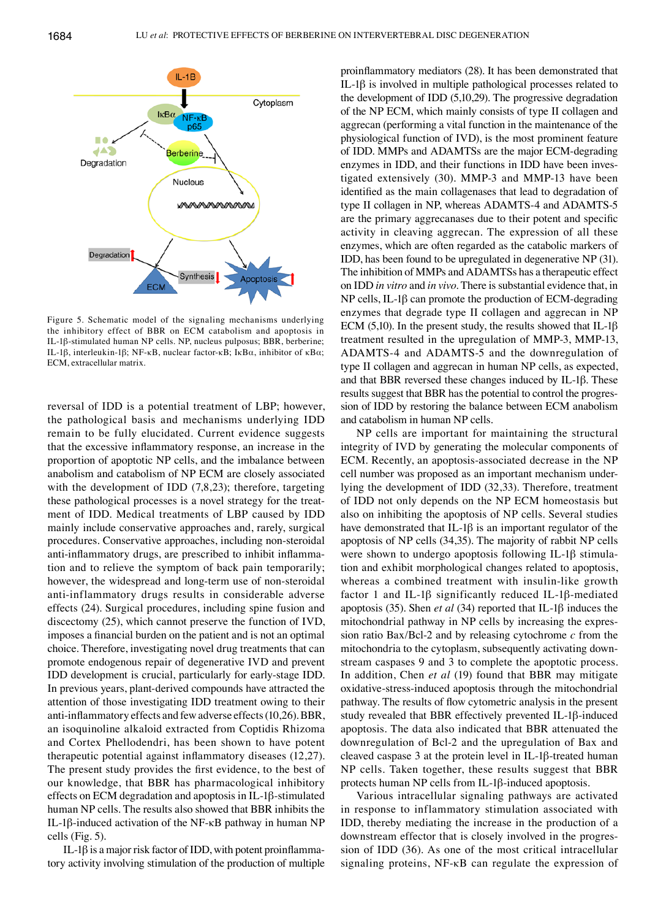Figure 5. Schematic model of the signaling mechanisms underlying the inhibitory effect of BBR on ECM catabolism and apoptosis in IL-1β-stimulated human NP cells. NP, nucleus pulposus; BBR, berberine; IL-1β, interleukin-1β; NF-κB, nuclear factor-κB; IκBα, inhibitor of κBα; ECM, extracellular matrix.

reversal of IDD is a potential treatment of LBP; however, the pathological basis and mechanisms underlying IDD remain to be fully elucidated. Current evidence suggests that the excessive inflammatory response, an increase in the proportion of apoptotic NP cells, and the imbalance between anabolism and catabolism of NP ECM are closely associated with the development of IDD (7,8,23); therefore, targeting these pathological processes is a novel strategy for the treatment of IDD. Medical treatments of LBP caused by IDD mainly include conservative approaches and, rarely, surgical procedures. Conservative approaches, including non-steroidal anti-inflammatory drugs, are prescribed to inhibit inflammation and to relieve the symptom of back pain temporarily; however, the widespread and long-term use of non-steroidal anti-inflammatory drugs results in considerable adverse effects (24). Surgical procedures, including spine fusion and discectomy (25), which cannot preserve the function of IVD, imposes a financial burden on the patient and is not an optimal choice. Therefore, investigating novel drug treatments that can promote endogenous repair of degenerative IVD and prevent IDD development is crucial, particularly for early-stage IDD. In previous years, plant-derived compounds have attracted the attention of those investigating IDD treatment owing to their anti-inflammatory effects and few adverse effects (10,26). BBR, an isoquinoline alkaloid extracted from Coptidis Rhizoma and Cortex Phellodendri, has been shown to have potent therapeutic potential against inflammatory diseases (12,27). The present study provides the first evidence, to the best of our knowledge, that BBR has pharmacological inhibitory effects on ECM degradation and apoptosis in IL-1β-stimulated human NP cells. The results also showed that BBR inhibits the IL-1β-induced activation of the NF-κB pathway in human NP cells (Fig. 5).

IL-1β is a major risk factor of IDD, with potent proinflammatory activity involving stimulation of the production of multiple proinflammatory mediators (28). It has been demonstrated that IL-1β is involved in multiple pathological processes related to the development of IDD (5,10,29). The progressive degradation of the NP ECM, which mainly consists of type II collagen and aggrecan (performing a vital function in the maintenance of the physiological function of IVD), is the most prominent feature of IDD. MMPs and ADAMTSs are the major ECM-degrading enzymes in IDD, and their functions in IDD have been investigated extensively (30). MMP-3 and MMP-13 have been identified as the main collagenases that lead to degradation of type II collagen in NP, whereas ADAMTS-4 and ADAMTS-5 are the primary aggrecanases due to their potent and specific activity in cleaving aggrecan. The expression of all these enzymes, which are often regarded as the catabolic markers of IDD, has been found to be upregulated in degenerative NP (31). The inhibition of MMPs and ADAMTSs has a therapeutic effect on IDD *in vitro* and *in vivo*. There is substantial evidence that, in NP cells, IL-1β can promote the production of ECM-degrading enzymes that degrade type II collagen and aggrecan in NP ECM (5,10). In the present study, the results showed that IL-1β treatment resulted in the upregulation of MMP-3, MMP-13, ADAMTS-4 and ADAMTS-5 and the downregulation of type II collagen and aggrecan in human NP cells, as expected, and that BBR reversed these changes induced by IL-1β. These results suggest that BBR has the potential to control the progression of IDD by restoring the balance between ECM anabolism and catabolism in human NP cells.

NP cells are important for maintaining the structural integrity of IVD by generating the molecular components of ECM. Recently, an apoptosis-associated decrease in the NP cell number was proposed as an important mechanism underlying the development of IDD (32,33). Therefore, treatment of IDD not only depends on the NP ECM homeostasis but also on inhibiting the apoptosis of NP cells. Several studies have demonstrated that IL-1β is an important regulator of the apoptosis of NP cells (34,35). The majority of rabbit NP cells were shown to undergo apoptosis following IL-1β stimulation and exhibit morphological changes related to apoptosis, whereas a combined treatment with insulin-like growth factor 1 and IL-1β significantly reduced IL-1β-mediated apoptosis (35). Shen *et al* (34) reported that IL-1β induces the mitochondrial pathway in NP cells by increasing the expression ratio Bax/Bcl-2 and by releasing cytochrome *c* from the mitochondria to the cytoplasm, subsequently activating downstream caspases 9 and 3 to complete the apoptotic process. In addition, Chen *et al* (19) found that BBR may mitigate oxidative-stress-induced apoptosis through the mitochondrial pathway. The results of flow cytometric analysis in the present study revealed that BBR effectively prevented IL-1β-induced apoptosis. The data also indicated that BBR attenuated the downregulation of Bcl-2 and the upregulation of Bax and cleaved caspase 3 at the protein level in IL-1β-treated human NP cells. Taken together, these results suggest that BBR protects human NP cells from IL-1β-induced apoptosis.

Various intracellular signaling pathways are activated in response to inflammatory stimulation associated with IDD, thereby mediating the increase in the production of a downstream effector that is closely involved in the progression of IDD (36). As one of the most critical intracellular signaling proteins, NF-κB can regulate the expression of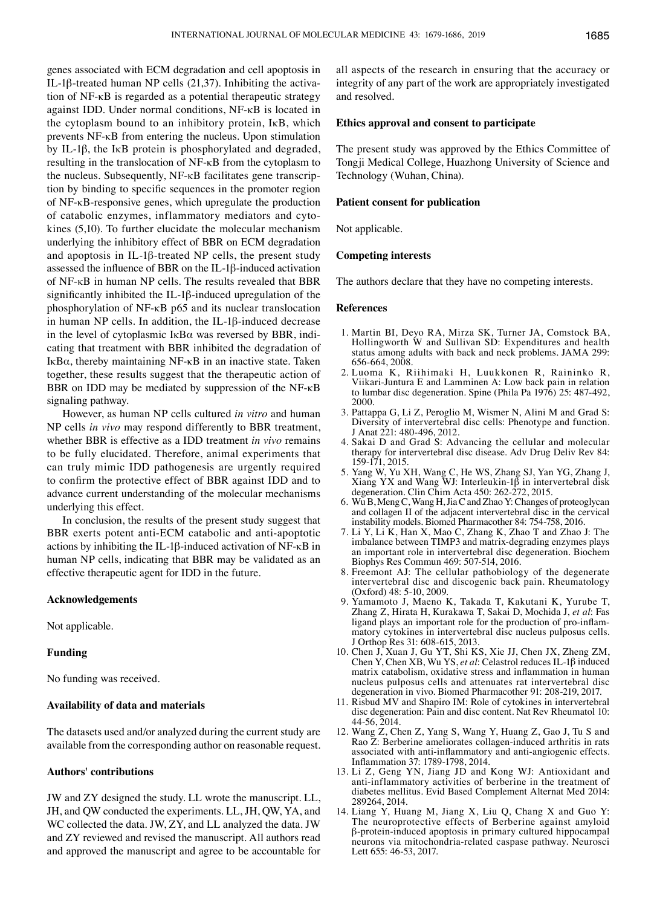genes associated with ECM degradation and cell apoptosis in IL-1β-treated human NP cells (21,37). Inhibiting the activation of NF-κB is regarded as a potential therapeutic strategy against IDD. Under normal conditions, NF-κB is located in the cytoplasm bound to an inhibitory protein, IκB, which prevents NF-κB from entering the nucleus. Upon stimulation by IL-1β, the IκB protein is phosphorylated and degraded, resulting in the translocation of NF-κB from the cytoplasm to the nucleus. Subsequently, NF-κB facilitates gene transcription by binding to specific sequences in the promoter region of NF-κB-responsive genes, which upregulate the production of catabolic enzymes, inflammatory mediators and cytokines (5,10). To further elucidate the molecular mechanism underlying the inhibitory effect of BBR on ECM degradation and apoptosis in IL-1β-treated NP cells, the present study assessed the influence of BBR on the IL-1β-induced activation of NF-κB in human NP cells. The results revealed that BBR significantly inhibited the IL-1β-induced upregulation of the phosphorylation of NF-κB p65 and its nuclear translocation in human NP cells. In addition, the IL-1β-induced decrease in the level of cytoplasmic IκBα was reversed by BBR, indicating that treatment with BBR inhibited the degradation of IκBα, thereby maintaining NF-κB in an inactive state. Taken together, these results suggest that the therapeutic action of BBR on IDD may be mediated by suppression of the NF-κB signaling pathway.

However, as human NP cells cultured *in vitro* and human NP cells *in vivo* may respond differently to BBR treatment, whether BBR is effective as a IDD treatment *in vivo* remains to be fully elucidated. Therefore, animal experiments that can truly mimic IDD pathogenesis are urgently required to confirm the protective effect of BBR against IDD and to advance current understanding of the molecular mechanisms underlying this effect.

In conclusion, the results of the present study suggest that BBR exerts potent anti-ECM catabolic and anti-apoptotic actions by inhibiting the IL-1β-induced activation of NF-κB in human NP cells, indicating that BBR may be validated as an effective therapeutic agent for IDD in the future.

## Acknowledgements

Not applicable.

## Funding

No funding was received.

## Availability of data and materials

The datasets used and/or analyzed during the current study are available from the corresponding author on reasonable request.

## Authors' contributions

JW and ZY designed the study. LL wrote the manuscript. LL, JH, and QW conducted the experiments. LL, JH, QW, YA, and WC collected the data. JW, ZY, and LL analyzed the data. JW and ZY reviewed and revised the manuscript. All authors read and approved the manuscript and agree to be accountable for all aspects of the research in ensuring that the accuracy or integrity of any part of the work are appropriately investigated and resolved.

## Ethics approval and consent to participate

The present study was approved by the Ethics Committee of Tongji Medical College, Huazhong University of Science and Technology (Wuhan, China).

## Patient consent for publication

Not applicable.

## Competing interests

The authors declare that they have no competing interests.

## References

1. Martin BI, Deyo RA, Mirza SK, Turner JA, Comstock BA, Hollingworth W and Sullivan SD: Expenditures and health status among adults with back and neck problems. JAMA 299: 656-664, 2008.
2. Luoma K, Riihimaki H, Luukkonen R, Raininko R, Viikari-Juntura E and Lamminen A: Low back pain in relation to lumbar disc degeneration. Spine (Phila Pa 1976) 25: 487-492, 2000.
3. Pattappa G, Li Z, Peroglio M, Wismer N, Alini M and Grad S: Diversity of intervertebral disc cells: Phenotype and function. J Anat 221: 480-496, 2012.
4. Sakai D and Grad S: Advancing the cellular and molecular therapy for intervertebral disc disease. Adv Drug Deliv Rev 84: 159-171, 2015.
5. Yang W, Yu XH, Wang C, He WS, Zhang SJ, Yan YG, Zhang J, Xiang YX and Wang WJ: Interleukin-1β in intervertebral disk degeneration. Clin Chim Acta 450: 262-272, 2015.
6. Wu B, Meng C, Wang H, Jia C and Zhao Y: Changes of proteoglycan and collagen II of the adjacent intervertebral disc in the cervical instability models. Biomed Pharmacother 84: 754-758, 2016.
7. Li Y, Li K, Han X, Mao C, Zhang K, Zhao T and Zhao J: The imbalance between TIMP3 and matrix-degrading enzymes plays an important role in intervertebral disc degeneration. Biochem Biophys Res Commun 469: 507-514, 2016.
8. Freemont AJ: The cellular pathobiology of the degenerate intervertebral disc and discogenic back pain. Rheumatology (Oxford) 48: 5-10, 2009.
9. Yamamoto J, Maeno K, Takada T, Kakutani K, Yurube T, Zhang Z, Hirata H, Kurakawa T, Sakai D, Mochida J, *et al*: Fas ligand plays an important role for the production of pro-inflammatory cytokines in intervertebral disc nucleus pulposus cells. J Orthop Res 31: 608-615, 2013.
10. Chen J, Xuan J, Gu YT, Shi KS, Xie JJ, Chen JX, Zheng ZM, Chen Y, Chen XB, Wu YS, *et al*: Celastrol reduces IL-1β induced matrix catabolism, oxidative stress and inflammation in human nucleus pulposus cells and attenuates rat intervertebral disc degeneration in vivo. Biomed Pharmacother 91: 208-219, 2017.
11. Risbud MV and Shapiro IM: Role of cytokines in intervertebral disc degeneration: Pain and disc content. Nat Rev Rheumatol 10: 44-56, 2014.
12. Wang Z, Chen Z, Yang S, Wang Y, Huang Z, Gao J, Tu S and Rao Z: Berberine ameliorates collagen-induced arthritis in rats associated with anti-inflammatory and anti-angiogenic effects. Inflammation 37: 1789-1798, 2014.
13. Li Z, Geng YN, Jiang JD and Kong WJ: Antioxidant and anti-inflammatory activities of berberine in the treatment of diabetes mellitus. Evid Based Complement Alternat Med 2014: 289264, 2014.
14. Liang Y, Huang M, Jiang X, Liu Q, Chang X and Guo Y: The neuroprotective effects of Berberine against amyloid β-protein-induced apoptosis in primary cultured hippocampal neurons via mitochondria-related caspase pathway. Neurosci Lett 655: 46-53, 2017.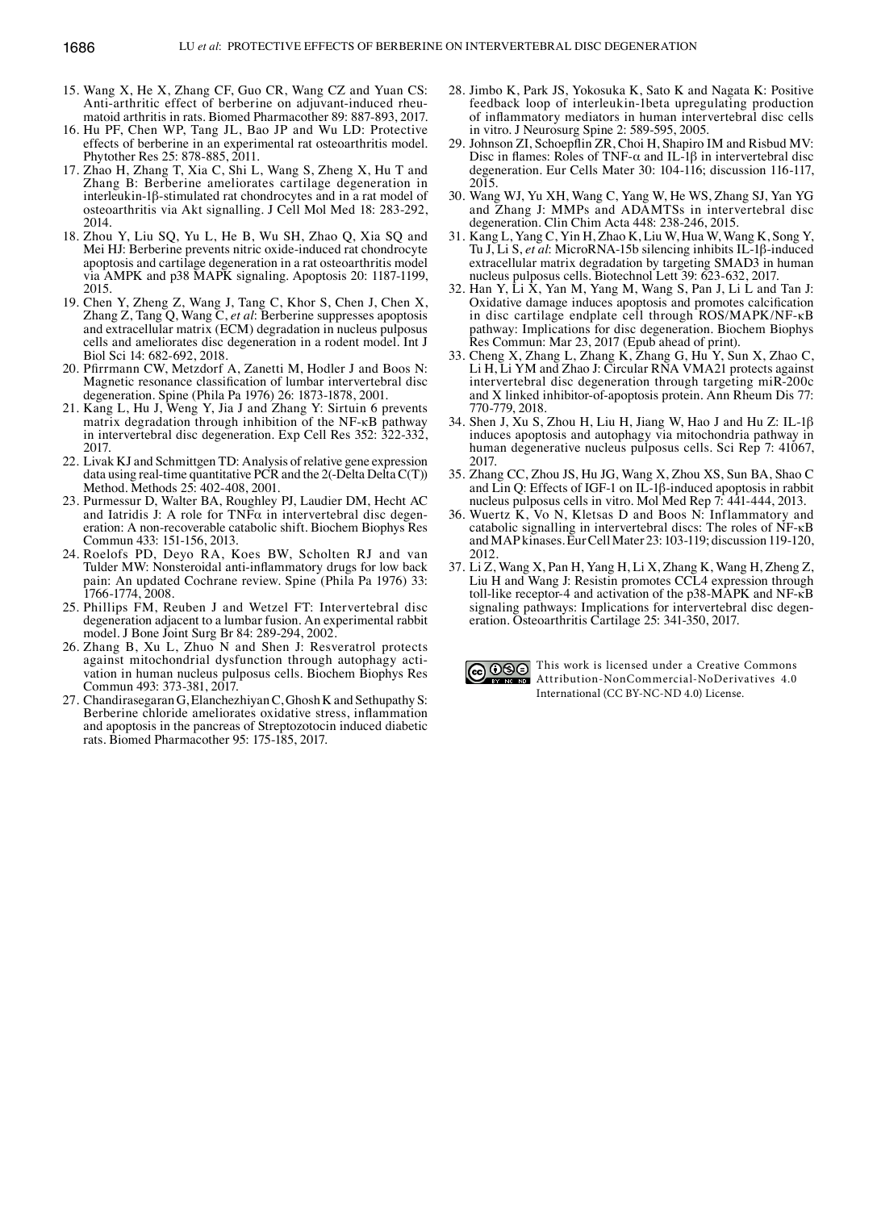15. Wang X, He X, Zhang CF, Guo CR, Wang CZ and Yuan CS: Anti-arthritic effect of berberine on adjuvant-induced rheumatoid arthritis in rats. Biomed Pharmacother 89: 887-893, 2017.
16. Hu PF, Chen WP, Tang JL, Bao JP and Wu LD: Protective effects of berberine in an experimental rat osteoarthritis model. Phytother Res 25: 878-885, 2011.
17. Zhao H, Zhang T, Xia C, Shi L, Wang S, Zheng X, Hu T and Zhang B: Berberine ameliorates cartilage degeneration in interleukin-1β-stimulated rat chondrocytes and in a rat model of osteoarthritis via Akt signalling. J Cell Mol Med 18: 283-292, 2014.
18. Zhou Y, Liu SQ, Yu L, He B, Wu SH, Zhao Q, Xia SQ and Mei HJ: Berberine prevents nitric oxide-induced rat chondrocyte apoptosis and cartilage degeneration in a rat osteoarthritis model via AMPK and p38 MAPK signaling. Apoptosis 20: 1187-1199, 2015.
19. Chen Y, Zheng Z, Wang J, Tang C, Khor S, Chen J, Chen X, Zhang Z, Tang Q, Wang C, *et al*: Berberine suppresses apoptosis and extracellular matrix (ECM) degradation in nucleus pulposus cells and ameliorates disc degeneration in a rodent model. Int J Biol Sci 14: 682-692, 2018.
20. Pfirrmann CW, Metzdorf A, Zanetti M, Hodler J and Boos N: Magnetic resonance classification of lumbar intervertebral disc degeneration. Spine (Phila Pa 1976) 26: 1873-1878, 2001.
21. Kang L, Hu J, Weng Y, Jia J and Zhang Y: Sirtuin 6 prevents matrix degradation through inhibition of the NF-κB pathway in intervertebral disc degeneration. Exp Cell Res 352: 322-332, 2017.
22. Livak KJ and Schmittgen TD: Analysis of relative gene expression data using real-time quantitative PCR and the 2(-Delta Delta C(T)) Method. Methods 25: 402-408, 2001.
23. Purmessur D, Walter BA, Roughley PJ, Laudier DM, Hecht AC and Iatridis J: A role for TNFα in intervertebral disc degeneration: A non-recoverable catabolic shift. Biochem Biophys Res Commun 433: 151-156, 2013.
24. Roelofs PD, Deyo RA, Koes BW, Scholten RJ and van Tulder MW: Nonsteroidal anti-inflammatory drugs for low back pain: An updated Cochrane review. Spine (Phila Pa 1976) 33: 1766-1774, 2008.
25. Phillips FM, Reuben J and Wetzel FT: Intervertebral disc degeneration adjacent to a lumbar fusion. An experimental rabbit model. J Bone Joint Surg Br 84: 289-294, 2002.
26. Zhang B, Xu L, Zhuo N and Shen J: Resveratrol protects against mitochondrial dysfunction through autophagy activation in human nucleus pulposus cells. Biochem Biophys Res Commun 493: 373-381, 2017.
27. Chandirasegaran G, Elanchezhiyan C, Ghosh K and Sethupathy S: Berberine chloride ameliorates oxidative stress, inflammation and apoptosis in the pancreas of Streptozotocin induced diabetic rats. Biomed Pharmacother 95: 175-185, 2017.
28. Jimbo K, Park JS, Yokosuka K, Sato K and Nagata K: Positive feedback loop of interleukin-1beta upregulating production of inflammatory mediators in human intervertebral disc cells in vitro. J Neurosurg Spine 2: 589-595, 2005.
29. Johnson ZI, Schoepflin ZR, Choi H, Shapiro IM and Risbud MV: Disc in flames: Roles of TNF-α and IL-1β in intervertebral disc degeneration. Eur Cells Mater 30: 104-116; discussion 116-117, 2015.
30. Wang WJ, Yu XH, Wang C, Yang W, He WS, Zhang SJ, Yan YG and Zhang J: MMPs and ADAMTSs in intervertebral disc degeneration. Clin Chim Acta 448: 238-246, 2015.
31. Kang L, Yang C, Yin H, Zhao K, Liu W, Hua W, Wang K, Song Y, Tu J, Li S, *et al*: MicroRNA-15b silencing inhibits IL-1β-induced extracellular matrix degradation by targeting SMAD3 in human nucleus pulposus cells. Biotechnol Lett 39: 623-632, 2017.
32. Han Y, Li X, Yan M, Yang M, Wang S, Pan J, Li L and Tan J: Oxidative damage induces apoptosis and promotes calcification in disc cartilage endplate cell through ROS/MAPK/NF-κB pathway: Implications for disc degeneration. Biochem Biophys Res Commun: Mar 23, 2017 (Epub ahead of print).
33. Cheng X, Zhang L, Zhang K, Zhang G, Hu Y, Sun X, Zhao C, Li H, Li YM and Zhao J: Circular RNA VMA21 protects against intervertebral disc degeneration through targeting miR-200c and X linked inhibitor-of-apoptosis protein. Ann Rheum Dis 77: 770-779, 2018.
34. Shen J, Xu S, Zhou H, Liu H, Jiang W, Hao J and Hu Z: IL-1β induces apoptosis and autophagy via mitochondria pathway in human degenerative nucleus pulposus cells. Sci Rep 7: 41067, 2017.
35. Zhang CC, Zhou JS, Hu JG, Wang X, Zhou XS, Sun BA, Shao C and Lin Q: Effects of IGF-1 on IL-1β-induced apoptosis in rabbit nucleus pulposus cells in vitro. Mol Med Rep 7: 441-444, 2013.
36. Wuertz K, Vo N, Kletsas D and Boos N: Inflammatory and catabolic signalling in intervertebral discs: The roles of NF-κB and MAP kinases. Eur Cell Mater 23: 103-119; discussion 119-120, 2012.
37. Li Z, Wang X, Pan H, Yang H, Li X, Zhang K, Wang H, Zheng Z, Liu H and Wang J: Resistin promotes CCL4 expression through toll-like receptor-4 and activation of the p38-MAPK and NF-κB signaling pathways: Implications for intervertebral disc degeneration. Osteoarthritis Cartilage 25: 341-350, 2017.

This work is licensed under a Creative Commons Attribution-NonCommercial-NoDerivatives 4.0 International (CC BY-NC-ND 4.0) License.